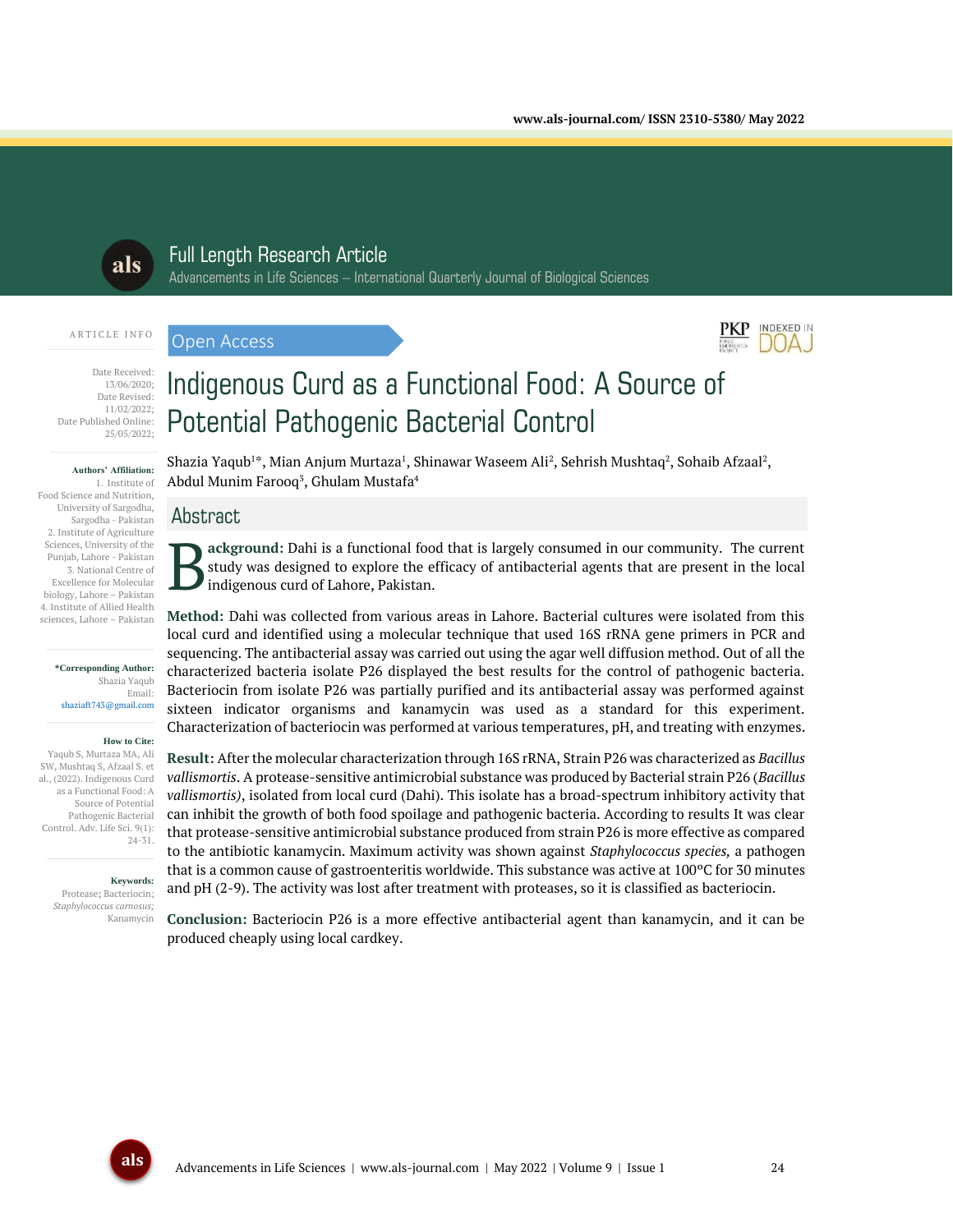Full Length Research Article

Advancements in Life Sciences – International Quarterly Journal of Biological Sciences

ARTICLE INFO

Date Received: 13/06/2020;
Date Revised: 11/02/2022;
Date Published Online: 25/05/2022;

**Authors' Affiliation:**
1. Institute of Food Science and Nutrition, University of Sargodha, Sargodha - Pakistan
2. Institute of Agriculture Sciences, University of the Punjab, Lahore - Pakistan
3. National Centre of Excellence for Molecular biology, Lahore – Pakistan
4. Institute of Allied Health sciences, Lahore – Pakistan

**\*Corresponding Author:**
Shazia Yaqub
Email: shaziaft743@gmail.com

**How to Cite:**
Yaqub S, Murtaza MA, Ali SW, Mushtaq S, Afzaal S. et al., (2022). Indigenous Curd as a Functional Food: A Source of Potential Pathogenic Bacterial Control. Adv. Life Sci. 9(1): 24-31.

**Keywords:**
Protease; Bacteriocin; *Staphylococcus carnosus;* Kanamycin

Open Access

# Indigenous Curd as a Functional Food: A Source of Potential Pathogenic Bacterial Control

Shazia Yaqub[1]*, Mian Anjum Murtaza[1], Shinawar Waseem Ali[2], Sehrish Mushtaq[2], Sohaib Afzaal[2], Abdul Munim Farooq[3], Ghulam Mustafa[4]

## Abstract

**Background:** Dahi is a functional food that is largely consumed in our community. The current study was designed to explore the efficacy of antibacterial agents that are present in the local indigenous curd of Lahore, Pakistan.

**Method:** Dahi was collected from various areas in Lahore. Bacterial cultures were isolated from this local curd and identified using a molecular technique that used 16S rRNA gene primers in PCR and sequencing. The antibacterial assay was carried out using the agar well diffusion method. Out of all the characterized bacteria isolate P26 displayed the best results for the control of pathogenic bacteria. Bacteriocin from isolate P26 was partially purified and its antibacterial assay was performed against sixteen indicator organisms and kanamycin was used as a standard for this experiment. Characterization of bacteriocin was performed at various temperatures, pH, and treating with enzymes.

**Result:** After the molecular characterization through 16S rRNA, Strain P26 was characterized as *Bacillus vallismortis*. A protease-sensitive antimicrobial substance was produced by Bacterial strain P26 (*Bacillus vallismortis)*, isolated from local curd (Dahi). This isolate has a broad-spectrum inhibitory activity that can inhibit the growth of both food spoilage and pathogenic bacteria. According to results It was clear that protease-sensitive antimicrobial substance produced from strain P26 is more effective as compared to the antibiotic kanamycin. Maximum activity was shown against *Staphylococcus species,* a pathogen that is a common cause of gastroenteritis worldwide. This substance was active at 100°C for 30 minutes and pH (2-9). The activity was lost after treatment with proteases, so it is classified as bacteriocin.

**Conclusion:** Bacteriocin P26 is a more effective antibacterial agent than kanamycin, and it can be produced cheaply using local cardkey.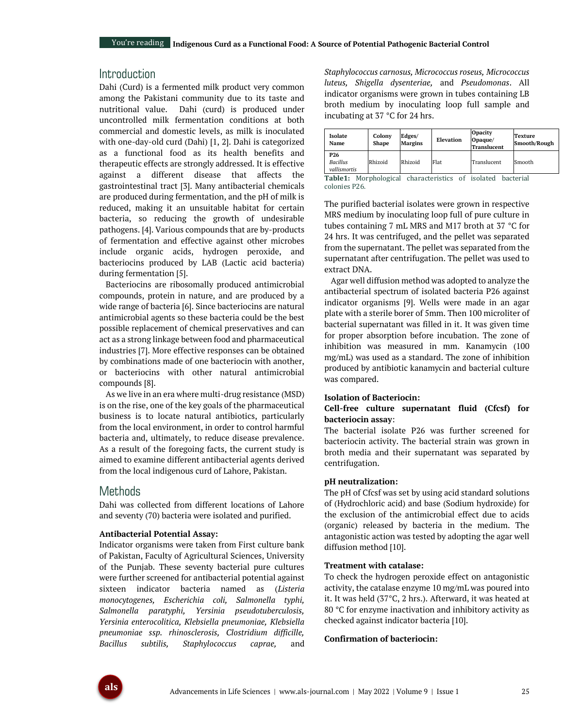## Introduction

Dahi (Curd) is a fermented milk product very common among the Pakistani community due to its taste and nutritional value. Dahi (curd) is produced under uncontrolled milk fermentation conditions at both commercial and domestic levels, as milk is inoculated with one-day-old curd (Dahi) [1, 2]. Dahi is categorized as a functional food as its health benefits and therapeutic effects are strongly addressed. It is effective against a different disease that affects the gastrointestinal tract [3]. Many antibacterial chemicals are produced during fermentation, and the pH of milk is reduced, making it an unsuitable habitat for certain bacteria, so reducing the growth of undesirable pathogens. [4]. Various compounds that are by-products of fermentation and effective against other microbes include organic acids, hydrogen peroxide, and bacteriocins produced by LAB (Lactic acid bacteria) during fermentation [5].

Bacteriocins are ribosomally produced antimicrobial compounds, protein in nature, and are produced by a wide range of bacteria [6]. Since bacteriocins are natural antimicrobial agents so these bacteria could be the best possible replacement of chemical preservatives and can act as a strong linkage between food and pharmaceutical industries [7]. More effective responses can be obtained by combinations made of one bacteriocin with another, or bacteriocins with other natural antimicrobial compounds [8].

As we live in an era where multi-drug resistance (MSD) is on the rise, one of the key goals of the pharmaceutical business is to locate natural antibiotics, particularly from the local environment, in order to control harmful bacteria and, ultimately, to reduce disease prevalence. As a result of the foregoing facts, the current study is aimed to examine different antibacterial agents derived from the local indigenous curd of Lahore, Pakistan.

## Methods

Dahi was collected from different locations of Lahore and seventy (70) bacteria were isolated and purified.

**Antibacterial Potential Assay:**

Indicator organisms were taken from First culture bank of Pakistan, Faculty of Agricultural Sciences, University of the Punjab. These seventy bacterial pure cultures were further screened for antibacterial potential against sixteen indicator bacteria named as (*Listeria monocytogenes, Escherichia coli, Salmonella typhi, Salmonella paratyphi, Yersinia pseudotuberculosis, Yersinia enterocolitica, Klebsiella pneumoniae, Klebsiella pneumoniae ssp. rhinosclerosis, Clostridium difficille, Bacillus subtilis, Staphylococcus caprae,* and *Staphylococcus carnosus, Micrococcus roseus, Micrococcus luteus, Shigella dysenteriae,* and *Pseudomonas*. All indicator organisms were grown in tubes containing LB broth medium by inoculating loop full sample and incubating at 37 °C for 24 hrs.

| Isolate Name | Colony Shape | Edges/ Margins | Elevation | Opacity Opaque/ Translucent | Texture Smooth/Rough |
|---|---|---|---|---|---|
| **P26** *Bacillus vallismortis* | Rhizoid | Rhizoid | Flat | Translucent | Smooth |

**Table1:** Morphological characteristics of isolated bacterial colonies P26.

The purified bacterial isolates were grown in respective MRS medium by inoculating loop full of pure culture in tubes containing 7 mL MRS and M17 broth at 37 °C for 24 hrs. It was centrifuged, and the pellet was separated from the supernatant. The pellet was separated from the supernatant after centrifugation. The pellet was used to extract DNA.

Agar well diffusion method was adopted to analyze the antibacterial spectrum of isolated bacteria P26 against indicator organisms [9]. Wells were made in an agar plate with a sterile borer of 5mm. Then 100 microliter of bacterial supernatant was filled in it. It was given time for proper absorption before incubation. The zone of inhibition was measured in mm. Kanamycin (100 mg/mL) was used as a standard. The zone of inhibition produced by antibiotic kanamycin and bacterial culture was compared.

**Isolation of Bacteriocin:**

**Cell-free culture supernatant fluid (Cfcsf) for bacteriocin assay**:

The bacterial isolate P26 was further screened for bacteriocin activity. The bacterial strain was grown in broth media and their supernatant was separated by centrifugation.

**pH neutralization:**

The pH of Cfcsf was set by using acid standard solutions of (Hydrochloric acid) and base (Sodium hydroxide) for the exclusion of the antimicrobial effect due to acids (organic) released by bacteria in the medium. The antagonistic action was tested by adopting the agar well diffusion method [10].

**Treatment with catalase:**

To check the hydrogen peroxide effect on antagonistic activity, the catalase enzyme 10 mg/mL was poured into it. It was held (37°C, 2 hrs.). Afterward, it was heated at 80 °C for enzyme inactivation and inhibitory activity as checked against indicator bacteria [10].

**Confirmation of bacteriocin:**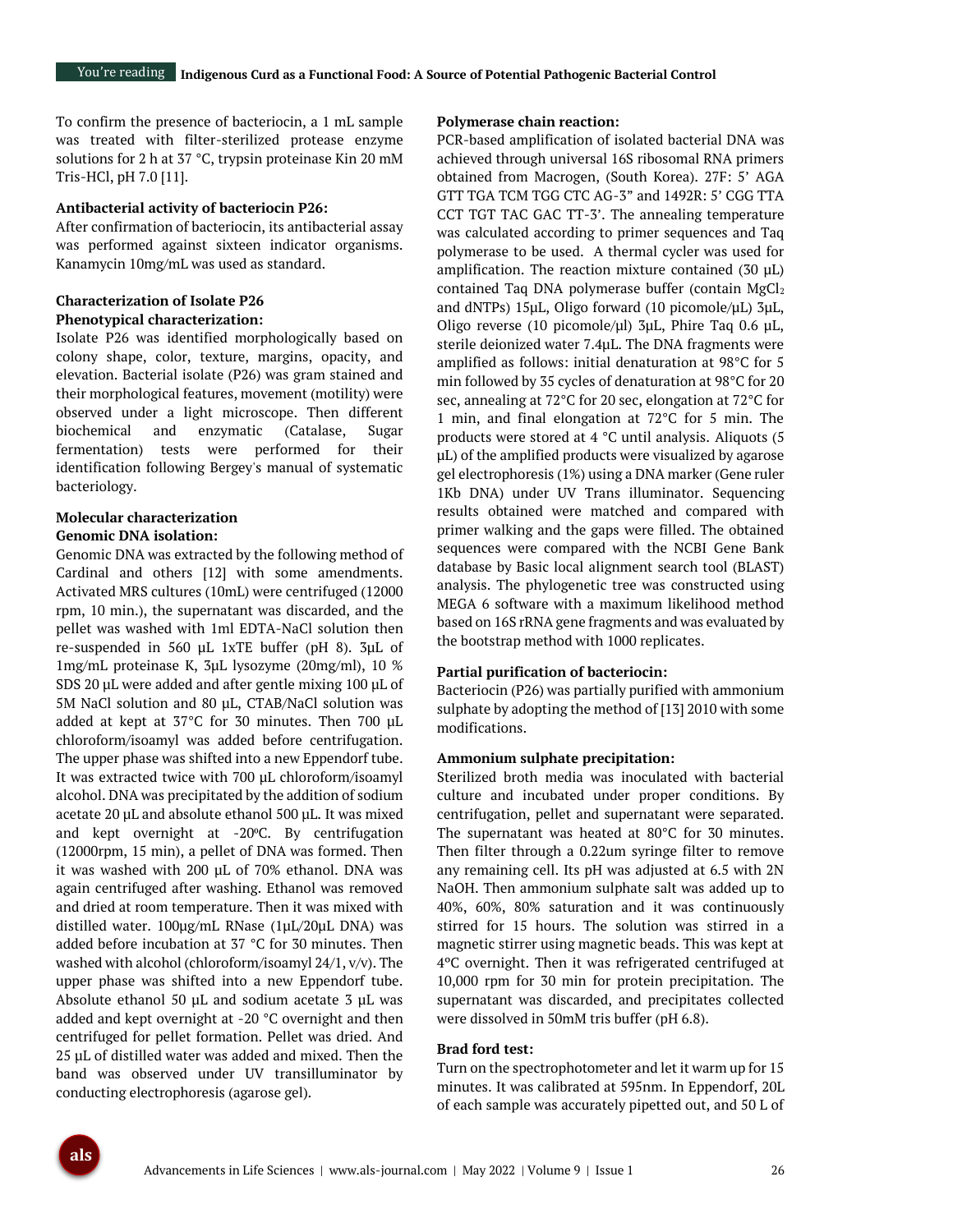To confirm the presence of bacteriocin, a 1 mL sample was treated with filter-sterilized protease enzyme solutions for 2 h at 37 °C, trypsin proteinase Kin 20 mM Tris-HCl, pH 7.0 [11].

**Antibacterial activity of bacteriocin P26:**

After confirmation of bacteriocin, its antibacterial assay was performed against sixteen indicator organisms. Kanamycin 10mg/mL was used as standard.

**Characterization of Isolate P26**

**Phenotypical characterization:**

Isolate P26 was identified morphologically based on colony shape, color, texture, margins, opacity, and elevation. Bacterial isolate (P26) was gram stained and their morphological features, movement (motility) were observed under a light microscope. Then different biochemical and enzymatic (Catalase, Sugar fermentation) tests were performed for their identification following Bergey's manual of systematic bacteriology.

**Molecular characterization**

**Genomic DNA isolation:**

Genomic DNA was extracted by the following method of Cardinal and others [12] with some amendments. Activated MRS cultures (10mL) were centrifuged (12000 rpm, 10 min.), the supernatant was discarded, and the pellet was washed with 1ml EDTA-NaCl solution then re-suspended in 560 µL 1xTE buffer (pH 8). 3µL of 1mg/mL proteinase K, 3µL lysozyme (20mg/ml), 10 % SDS 20 µL were added and after gentle mixing 100 µL of 5M NaCl solution and 80 µL, CTAB/NaCl solution was added at kept at 37°C for 30 minutes. Then 700 µL chloroform/isoamyl was added before centrifugation. The upper phase was shifted into a new Eppendorf tube. It was extracted twice with 700 µL chloroform/isoamyl alcohol. DNA was precipitated by the addition of sodium acetate 20 µL and absolute ethanol 500 µL. It was mixed and kept overnight at -20ºC. By centrifugation (12000rpm, 15 min), a pellet of DNA was formed. Then it was washed with 200 µL of 70% ethanol. DNA was again centrifuged after washing. Ethanol was removed and dried at room temperature. Then it was mixed with distilled water. 100µg/mL RNase (1µL/20µL DNA) was added before incubation at 37 °C for 30 minutes. Then washed with alcohol (chloroform/isoamyl 24/1, v/v). The upper phase was shifted into a new Eppendorf tube. Absolute ethanol 50 µL and sodium acetate 3 µL was added and kept overnight at -20 °C overnight and then centrifuged for pellet formation. Pellet was dried. And 25 µL of distilled water was added and mixed. Then the band was observed under UV transilluminator by conducting electrophoresis (agarose gel).

**Polymerase chain reaction:**

PCR-based amplification of isolated bacterial DNA was achieved through universal 16S ribosomal RNA primers obtained from Macrogen, (South Korea). 27F: 5' AGA GTT TGA TCM TGG CTC AG-3" and 1492R: 5' CGG TTA CCT TGT TAC GAC TT-3'. The annealing temperature was calculated according to primer sequences and Taq polymerase to be used. A thermal cycler was used for amplification. The reaction mixture contained (30 µL) contained Taq DNA polymerase buffer (contain $MgCl_2$ and dNTPs) 15µL, Oligo forward (10 picomole/µL) 3µL, Oligo reverse (10 picomole/µl) 3µL, Phire Taq 0.6 µL, sterile deionized water 7.4µL. The DNA fragments were amplified as follows: initial denaturation at 98°C for 5 min followed by 35 cycles of denaturation at 98°C for 20 sec, annealing at 72°C for 20 sec, elongation at 72°C for 1 min, and final elongation at 72°C for 5 min. The products were stored at 4 °C until analysis. Aliquots (5 µL) of the amplified products were visualized by agarose gel electrophoresis (1%) using a DNA marker (Gene ruler 1Kb DNA) under UV Trans illuminator. Sequencing results obtained were matched and compared with primer walking and the gaps were filled. The obtained sequences were compared with the NCBI Gene Bank database by Basic local alignment search tool (BLAST) analysis. The phylogenetic tree was constructed using MEGA 6 software with a maximum likelihood method based on 16S rRNA gene fragments and was evaluated by the bootstrap method with 1000 replicates.

**Partial purification of bacteriocin:**

Bacteriocin (P26) was partially purified with ammonium sulphate by adopting the method of [13] 2010 with some modifications.

**Ammonium sulphate precipitation:**

Sterilized broth media was inoculated with bacterial culture and incubated under proper conditions. By centrifugation, pellet and supernatant were separated. The supernatant was heated at 80°C for 30 minutes. Then filter through a 0.22um syringe filter to remove any remaining cell. Its pH was adjusted at 6.5 with 2N NaOH. Then ammonium sulphate salt was added up to 40%, 60%, 80% saturation and it was continuously stirred for 15 hours. The solution was stirred in a magnetic stirrer using magnetic beads. This was kept at 4ºC overnight. Then it was refrigerated centrifuged at 10,000 rpm for 30 min for protein precipitation. The supernatant was discarded, and precipitates collected were dissolved in 50mM tris buffer (pH 6.8).

**Brad ford test:**

Turn on the spectrophotometer and let it warm up for 15 minutes. It was calibrated at 595nm. In Eppendorf, 20L of each sample was accurately pipetted out, and 50 L of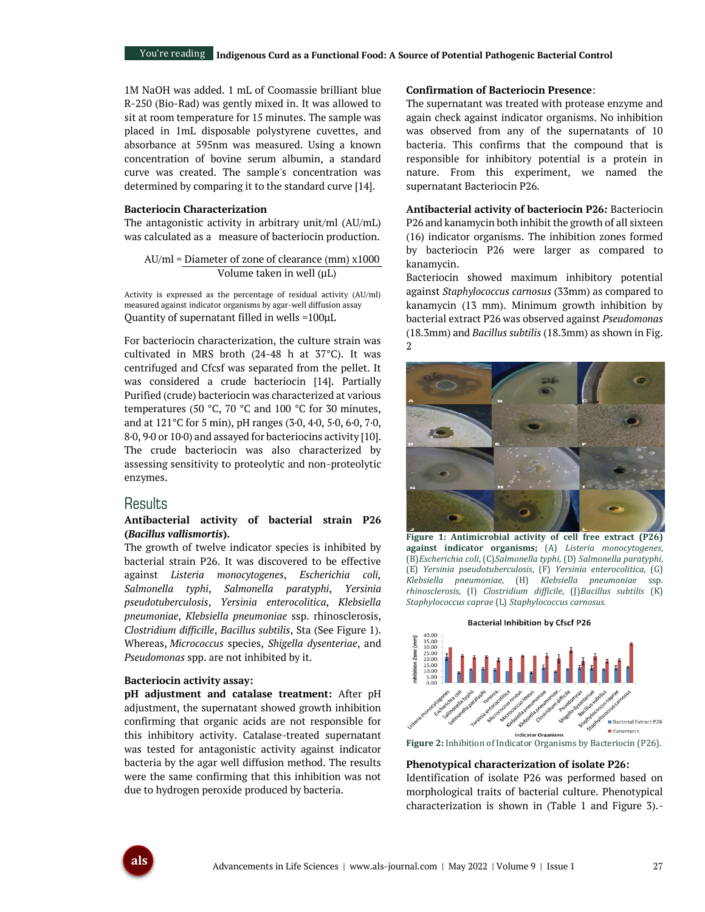1M NaOH was added. 1 mL of Coomassie brilliant blue R-250 (Bio-Rad) was gently mixed in. It was allowed to sit at room temperature for 15 minutes. The sample was placed in 1mL disposable polystyrene cuvettes, and absorbance at 595nm was measured. Using a known concentration of bovine serum albumin, a standard curve was created. The sample's concentration was determined by comparing it to the standard curve [14].

**Bacteriocin Characterization**

The antagonistic activity in arbitrary unit/ml (AU/mL) was calculated as a measure of bacteriocin production.

$$AU/ml = \frac{\text{Diameter of zone of clearance (mm)} \times 1000}{\text{Volume taken in well } (\mu L)}$$

Activity is expressed as the percentage of residual activity (AU/ml) measured against indicator organisms by agar-well diffusion assay

Quantity of supernatant filled in wells =100µL

For bacteriocin characterization, the culture strain was cultivated in MRS broth (24-48 h at 37°C). It was centrifuged and Cfcsf was separated from the pellet. It was considered a crude bacteriocin [14]. Partially Purified (crude) bacteriocin was characterized at various temperatures (50 °C, 70 °C and 100 °C for 30 minutes, and at 121°C for 5 min), pH ranges (3·0, 4·0, 5·0, 6·0, 7·0, 8·0, 9·0 or 10·0) and assayed for bacteriocins activity [10]. The crude bacteriocin was also characterized by assessing sensitivity to proteolytic and non-proteolytic enzymes.

## Results

**Antibacterial activity of bacterial strain P26 (*Bacillus vallismortis*).**

The growth of twelve indicator species is inhibited by bacterial strain P26. It was discovered to be effective against *Listeria monocytogenes*, *Escherichia coli, Salmonella typhi*, *Salmonella paratyphi*, *Yersinia pseudotuberculosis*, *Yersinia enterocolitica*, *Klebsiella pneumoniae*, *Klebsiella pneumoniae* ssp. rhinosclerosis, *Clostridium difficille*, *Bacillus subtilis*, Sta (See Figure 1). Whereas, *Micrococcus* species, *Shigella dysenteriae*, and *Pseudomonas* spp. are not inhibited by it.

**Bacteriocin activity assay:**

**pH adjustment and catalase treatment:** After pH adjustment, the supernatant showed growth inhibition confirming that organic acids are not responsible for this inhibitory activity. Catalase-treated supernatant was tested for antagonistic activity against indicator bacteria by the agar well diffusion method. The results were the same confirming that this inhibition was not due to hydrogen peroxide produced by bacteria.

**Confirmation of Bacteriocin Presence**:

The supernatant was treated with protease enzyme and again check against indicator organisms. No inhibition was observed from any of the supernatants of 10 bacteria. This confirms that the compound that is responsible for inhibitory potential is a protein in nature. From this experiment, we named the supernatant Bacteriocin P26.

**Antibacterial activity of bacteriocin P26:** Bacteriocin P26 and kanamycin both inhibit the growth of all sixteen (16) indicator organisms. The inhibition zones formed by bacteriocin P26 were larger as compared to kanamycin.

Bacteriocin showed maximum inhibitory potential against *Staphylococcus carnosus* (33mm) as compared to kanamycin (13 mm). Minimum growth inhibition by bacterial extract P26 was observed against *Pseudomonas* (18.3mm) and *Bacillus subtilis* (18.3mm) as shown in Fig. 2

**Figure 1: Antimicrobial activity of cell free extract (P26) against indicator organisms;** (A) *Listeria monocytogenes*, (B)*Escherichia coli*, (C)*Salmonella typhi*, (D) *Salmonella paratyphi*, (E) *Yersinia pseudotuberculosis*, (F) *Yersinia enterocolitica*, (G) *Klebsiella pneumoniae*, (H) *Klebsiella pneumoniae* ssp. *rhinosclerosis*, (I) *Clostridium difficile*, (J)*Bacillus subtilis* (K) *Staphylococcus caprae* (L) *Staphylococcus carnosus.*

**Figure 2:** Inhibition of Indicator Organisms by Bacteriocin (P26).

**Phenotypical characterization of isolate P26:**

Identification of isolate P26 was performed based on morphological traits of bacterial culture. Phenotypical characterization is shown in (Table 1 and Figure 3).-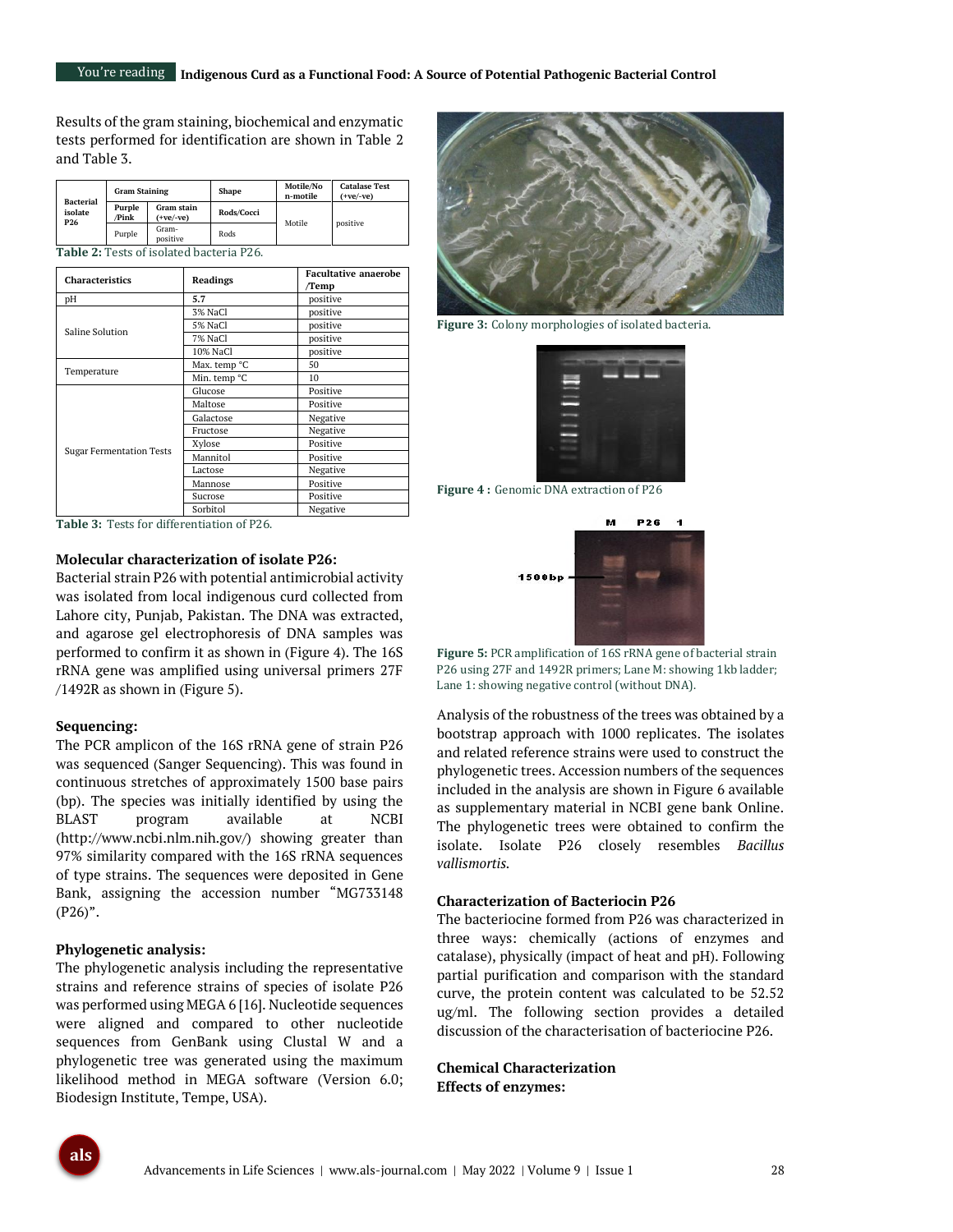Results of the gram staining, biochemical and enzymatic tests performed for identification are shown in Table 2 and Table 3.

| Bacterial isolate P26 | Gram Staining | | Shape | Motile/Non-motile | Catalase Test (+ve/-ve) |
|---|---|---|---|---|---|
| | Purple /Pink | Gram stain (+ve/-ve) | Rods/Cocci | Motile | positive |
| | Purple | Gram-positive | Rods | | |

**Table 2:** Tests of isolated bacteria P26.

| Characteristics | Readings | Facultative anaerobe /Temp |
|---|---|---|
| pH | **5.7** | positive |
| Saline Solution | 3% NaCl | positive |
| | 5% NaCl | positive |
| | 7% NaCl | positive |
| | 10% NaCl | positive |
| Temperature | Max. temp °C | 50 |
| | Min. temp °C | 10 |
| Sugar Fermentation Tests | Glucose | Positive |
| | Maltose | Positive |
| | Galactose | Negative |
| | Fructose | Negative |
| | Xylose | Positive |
| | Mannitol | Positive |
| | Lactose | Negative |
| | Mannose | Positive |
| | Sucrose | Positive |
| | Sorbitol | Negative |

**Table 3:** Tests for differentiation of P26.

**Molecular characterization of isolate P26:**

Bacterial strain P26 with potential antimicrobial activity was isolated from local indigenous curd collected from Lahore city, Punjab, Pakistan. The DNA was extracted, and agarose gel electrophoresis of DNA samples was performed to confirm it as shown in (Figure 4). The 16S rRNA gene was amplified using universal primers 27F /1492R as shown in (Figure 5).

**Sequencing:**

The PCR amplicon of the 16S rRNA gene of strain P26 was sequenced (Sanger Sequencing). This was found in continuous stretches of approximately 1500 base pairs (bp). The species was initially identified by using the BLAST program available at NCBI (http://www.ncbi.nlm.nih.gov/) showing greater than 97% similarity compared with the 16S rRNA sequences of type strains. The sequences were deposited in Gene Bank, assigning the accession number "MG733148 (P26)".

**Phylogenetic analysis:**

The phylogenetic analysis including the representative strains and reference strains of species of isolate P26 was performed using MEGA 6 [16]. Nucleotide sequences were aligned and compared to other nucleotide sequences from GenBank using Clustal W and a phylogenetic tree was generated using the maximum likelihood method in MEGA software (Version 6.0; Biodesign Institute, Tempe, USA).

**Figure 3:** Colony morphologies of isolated bacteria.

**Figure 4 :** Genomic DNA extraction of P26

**Figure 5:** PCR amplification of 16S rRNA gene of bacterial strain P26 using 27F and 1492R primers; Lane M: showing 1kb ladder; Lane 1: showing negative control (without DNA).

Analysis of the robustness of the trees was obtained by a bootstrap approach with 1000 replicates. The isolates and related reference strains were used to construct the phylogenetic trees. Accession numbers of the sequences included in the analysis are shown in Figure 6 available as supplementary material in NCBI gene bank Online. The phylogenetic trees were obtained to confirm the isolate. Isolate P26 closely resembles *Bacillus vallismortis*.

**Characterization of Bacteriocin P26**

The bacteriocine formed from P26 was characterized in three ways: chemically (actions of enzymes and catalase), physically (impact of heat and pH). Following partial purification and comparison with the standard curve, the protein content was calculated to be 52.52 ug/ml. The following section provides a detailed discussion of the characterisation of bacteriocine P26.

**Chemical Characterization**

**Effects of enzymes:**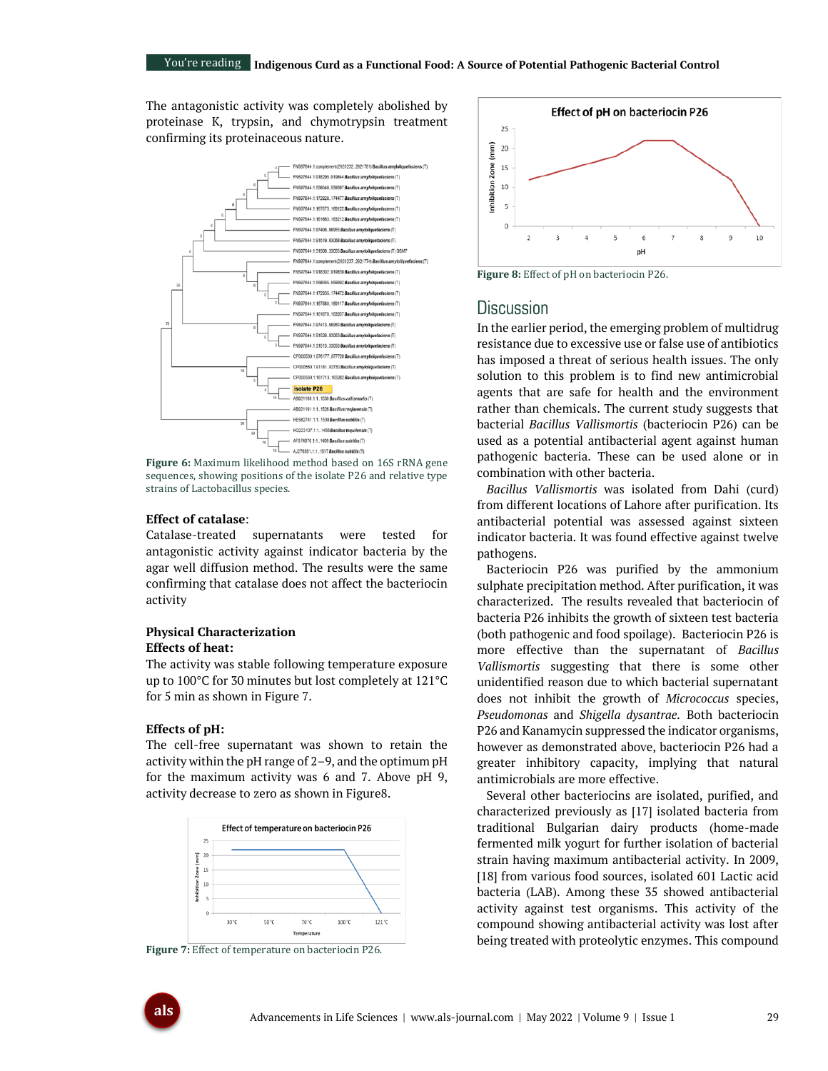The antagonistic activity was completely abolished by proteinase K, trypsin, and chymotrypsin treatment confirming its proteinaceous nature.

**Figure 6:** Maximum likelihood method based on 16S rRNA gene sequences, showing positions of the isolate P26 and relative type strains of Lactobacillus species.

**Effect of catalase**:

Catalase-treated supernatants were tested for antagonistic activity against indicator bacteria by the agar well diffusion method. The results were the same confirming that catalase does not affect the bacteriocin activity

**Physical Characterization**

**Effects of heat:**

The activity was stable following temperature exposure up to 100°C for 30 minutes but lost completely at 121°C for 5 min as shown in Figure 7.

**Effects of pH:**

The cell-free supernatant was shown to retain the activity within the pH range of 2–9, and the optimum pH for the maximum activity was 6 and 7. Above pH 9, activity decrease to zero as shown in Figure8.

**Figure 7:** Effect of temperature on bacteriocin P26.

**Figure 8:** Effect of pH on bacteriocin P26.

## Discussion

In the earlier period, the emerging problem of multidrug resistance due to excessive use or false use of antibiotics has imposed a threat of serious health issues. The only solution to this problem is to find new antimicrobial agents that are safe for health and the environment rather than chemicals. The current study suggests that bacterial *Bacillus Vallismortis* (bacteriocin P26) can be used as a potential antibacterial agent against human pathogenic bacteria. These can be used alone or in combination with other bacteria.

*Bacillus Vallismortis* was isolated from Dahi (curd) from different locations of Lahore after purification. Its antibacterial potential was assessed against sixteen indicator bacteria. It was found effective against twelve pathogens.

Bacteriocin P26 was purified by the ammonium sulphate precipitation method. After purification, it was characterized. The results revealed that bacteriocin of bacteria P26 inhibits the growth of sixteen test bacteria (both pathogenic and food spoilage). Bacteriocin P26 is more effective than the supernatant of *Bacillus Vallismortis* suggesting that there is some other unidentified reason due to which bacterial supernatant does not inhibit the growth of *Micrococcus* species, *Pseudomonas* and *Shigella dysantrae.* Both bacteriocin P26 and Kanamycin suppressed the indicator organisms, however as demonstrated above, bacteriocin P26 had a greater inhibitory capacity, implying that natural antimicrobials are more effective.

Several other bacteriocins are isolated, purified, and characterized previously as [17] isolated bacteria from traditional Bulgarian dairy products (home-made fermented milk yogurt for further isolation of bacterial strain having maximum antibacterial activity. In 2009, [18] from various food sources, isolated 601 Lactic acid bacteria (LAB). Among these 35 showed antibacterial activity against test organisms. This activity of the compound showing antibacterial activity was lost after being treated with proteolytic enzymes. This compound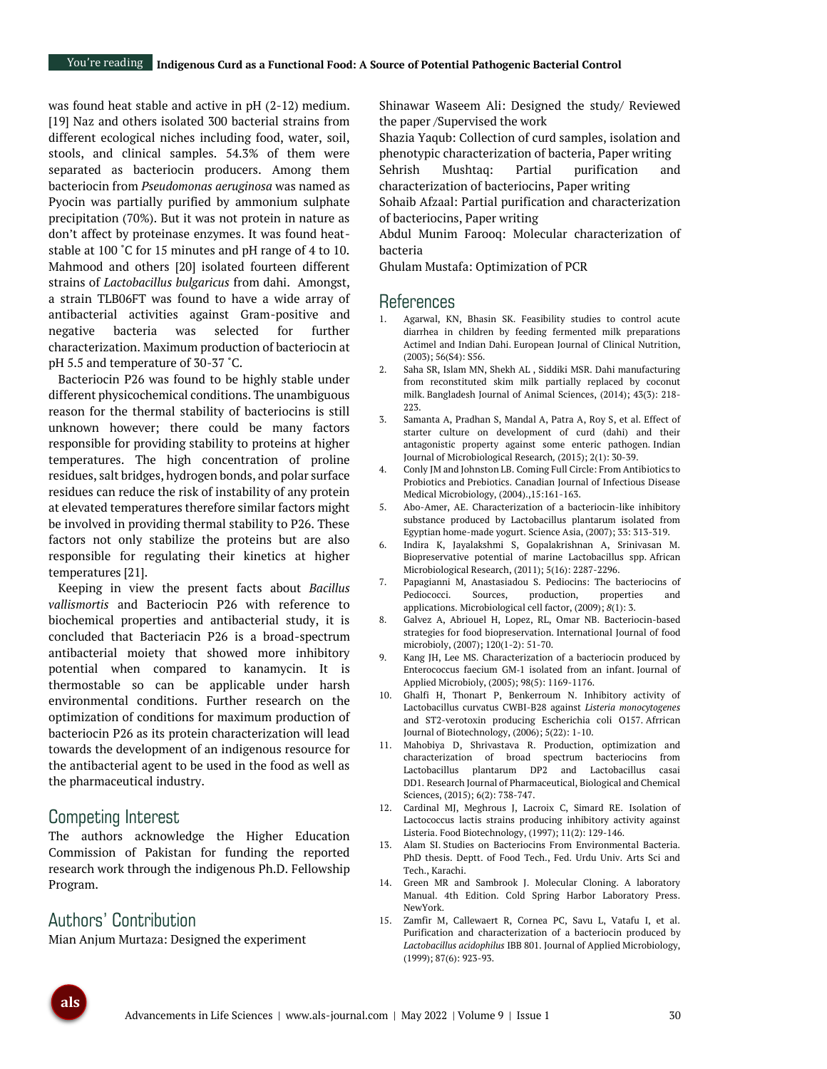was found heat stable and active in pH (2-12) medium.[19] Naz and others isolated 300 bacterial strains from different ecological niches including food, water, soil, stools, and clinical samples. 54.3% of them were separated as bacteriocin producers. Among them bacteriocin from *Pseudomonas aeruginosa* was named as Pyocin was partially purified by ammonium sulphate precipitation (70%). But it was not protein in nature as don't affect by proteinase enzymes. It was found heat-stable at 100 ˚C for 15 minutes and pH range of 4 to 10. Mahmood and others [20] isolated fourteen different strains of *Lactobacillus bulgaricus* from dahi. Amongst, a strain TLB06FT was found to have a wide array of antibacterial activities against Gram-positive and negative bacteria was selected for further characterization. Maximum production of bacteriocin at pH 5.5 and temperature of 30-37 ˚C.

Bacteriocin P26 was found to be highly stable under different physicochemical conditions. The unambiguous reason for the thermal stability of bacteriocins is still unknown however; there could be many factors responsible for providing stability to proteins at higher temperatures. The high concentration of proline residues, salt bridges, hydrogen bonds, and polar surface residues can reduce the risk of instability of any protein at elevated temperatures therefore similar factors might be involved in providing thermal stability to P26. These factors not only stabilize the proteins but are also responsible for regulating their kinetics at higher temperatures [21].

Keeping in view the present facts about *Bacillus vallismortis* and Bacteriocin P26 with reference to biochemical properties and antibacterial study, it is concluded that Bacteriacin P26 is a broad-spectrum antibacterial moiety that showed more inhibitory potential when compared to kanamycin. It is thermostable so can be applicable under harsh environmental conditions. Further research on the optimization of conditions for maximum production of bacteriocin P26 as its protein characterization will lead towards the development of an indigenous resource for the antibacterial agent to be used in the food as well as the pharmaceutical industry.

## Competing Interest

The authors acknowledge the Higher Education Commission of Pakistan for funding the reported research work through the indigenous Ph.D. Fellowship Program.

## Authors' Contribution

Mian Anjum Murtaza: Designed the experiment

Shinawar Waseem Ali: Designed the study/ Reviewed the paper /Supervised the work

Shazia Yaqub: Collection of curd samples, isolation and phenotypic characterization of bacteria, Paper writing

Sehrish Mushtaq: Partial purification and characterization of bacteriocins, Paper writing

Sohaib Afzaal: Partial purification and characterization of bacteriocins, Paper writing

Abdul Munim Farooq: Molecular characterization of bacteria

Ghulam Mustafa: Optimization of PCR

## References

1. Agarwal, KN, Bhasin SK. Feasibility studies to control acute diarrhea in children by feeding fermented milk preparations Actimel and Indian Dahi. European Journal of Clinical Nutrition, (2003); 56(S4): S56.
2. Saha SR, Islam MN, Shekh AL , Siddiki MSR. Dahi manufacturing from reconstituted skim milk partially replaced by coconut milk. Bangladesh Journal of Animal Sciences, (2014); 43(3): 218-223.
3. Samanta A, Pradhan S, Mandal A, Patra A, Roy S, et al. Effect of starter culture on development of curd (dahi) and their antagonistic property against some enteric pathogen. Indian Journal of Microbiological Research, (2015); 2(1): 30-39.
4. Conly JM and Johnston LB. Coming Full Circle: From Antibiotics to Probiotics and Prebiotics. Canadian Journal of Infectious Disease Medical Microbiology, (2004).,15:161-163.
5. Abo-Amer, AE. Characterization of a bacteriocin-like inhibitory substance produced by Lactobacillus plantarum isolated from Egyptian home-made yogurt. Science Asia, (2007); 33: 313-319.
6. Indira K, Jayalakshmi S, Gopalakrishnan A, Srinivasan M. Biopreservative potential of marine Lactobacillus spp. African Microbiological Research, (2011); 5(16): 2287-2296.
7. Papagianni M, Anastasiadou S. Pediocins: The bacteriocins of Pediococci. Sources, production, properties and applications. Microbiological cell factor, (2009); *8*(1): 3.
8. Galvez A, Abriouel H, Lopez, RL, Omar NB. Bacteriocin-based strategies for food biopreservation. International Journal of food microbioly, (2007); 120(1-2): 51-70.
9. Kang JH, Lee MS. Characterization of a bacteriocin produced by Enterococcus faecium GM-1 isolated from an infant. Journal of Applied Microbioly, (2005); 98(5): 1169-1176.
10. Ghalfi H, Thonart P, Benkerroum N. Inhibitory activity of Lactobacillus curvatus CWBI-B28 against *Listeria monocytogenes* and ST2-verotoxin producing Escherichia coli O157. Afrrican Journal of Biotechnology, (2006); 5(22): 1-10.
11. Mahobiya D, Shrivastava R. Production, optimization and characterization of broad spectrum bacteriocins from Lactobacillus plantarum DP2 and Lactobacillus casai DD1. Research Journal of Pharmaceutical, Biological and Chemical Sciences, (2015); 6(2): 738-747.
12. Cardinal MJ, Meghrous J, Lacroix C, Simard RE. Isolation of Lactococcus lactis strains producing inhibitory activity against Listeria. Food Biotechnology, (1997); 11(2): 129-146.
13. Alam SI. Studies on Bacteriocins From Environmental Bacteria. PhD thesis. Deptt. of Food Tech., Fed. Urdu Univ. Arts Sci and Tech., Karachi.
14. Green MR and Sambrook J. Molecular Cloning. A laboratory Manual. 4th Edition. Cold Spring Harbor Laboratory Press. NewYork.
15. Zamfir M, Callewaert R, Cornea PC, Savu L, Vatafu I, et al. Purification and characterization of a bacteriocin produced by *Lactobacillus acidophilus* IBB 801. Journal of Applied Microbiology, (1999); 87(6): 923-93.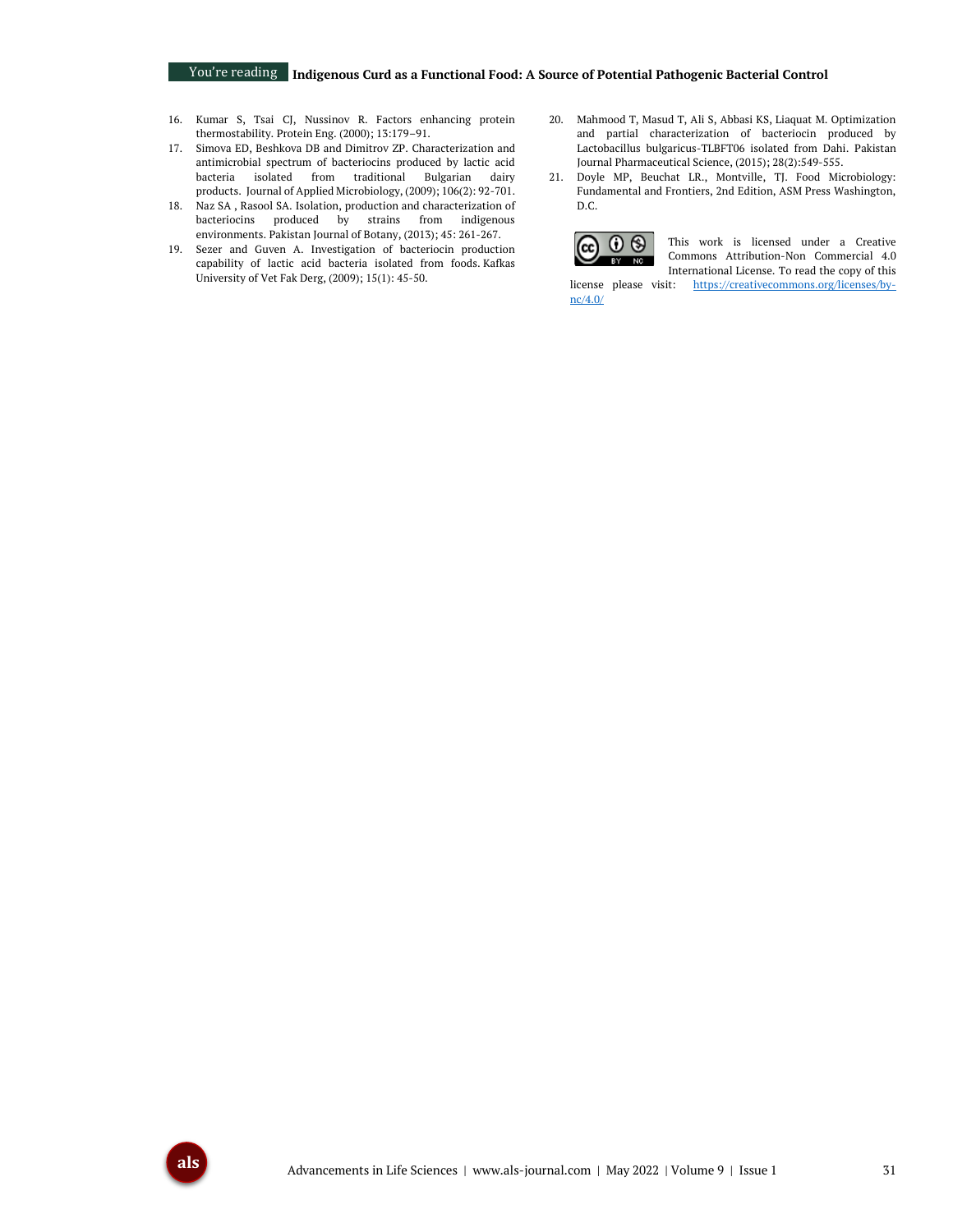16. Kumar S, Tsai CJ, Nussinov R. Factors enhancing protein thermostability. Protein Eng. (2000); 13:179–91.
17. Simova ED, Beshkova DB and Dimitrov ZP. Characterization and antimicrobial spectrum of bacteriocins produced by lactic acid bacteria isolated from traditional Bulgarian dairy products. Journal of Applied Microbiology, (2009); 106(2): 92-701.
18. Naz SA , Rasool SA. Isolation, production and characterization of bacteriocins produced by strains from indigenous environments. Pakistan Journal of Botany, (2013); 45: 261-267.
19. Sezer and Guven A. Investigation of bacteriocin production capability of lactic acid bacteria isolated from foods. Kafkas University of Vet Fak Derg, (2009); 15(1): 45-50.
20. Mahmood T, Masud T, Ali S, Abbasi KS, Liaquat M. Optimization and partial characterization of bacteriocin produced by Lactobacillus bulgaricus-TLBFT06 isolated from Dahi. Pakistan Journal Pharmaceutical Science, (2015); 28(2):549-555.
21. Doyle MP, Beuchat LR., Montville, TJ. Food Microbiology: Fundamental and Frontiers, 2nd Edition, ASM Press Washington, D.C.

This work is licensed under a Creative Commons Attribution-Non Commercial 4.0 International License. To read the copy of this license please visit: https://creativecommons.org/licenses/by-nc/4.0/